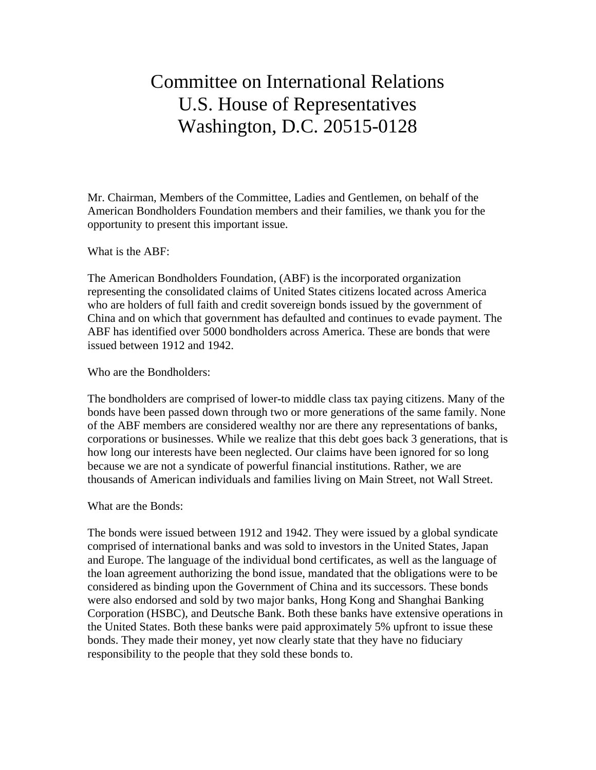# Committee on International Relations
# U.S. House of Representatives
# Washington, D.C. 20515-0128

Mr. Chairman, Members of the Committee, Ladies and Gentlemen, on behalf of the American Bondholders Foundation members and their families, we thank you for the opportunity to present this important issue.

What is the ABF:

The American Bondholders Foundation, (ABF) is the incorporated organization representing the consolidated claims of United States citizens located across America who are holders of full faith and credit sovereign bonds issued by the government of China and on which that government has defaulted and continues to evade payment. The ABF has identified over 5000 bondholders across America. These are bonds that were issued between 1912 and 1942.

Who are the Bondholders:

The bondholders are comprised of lower-to middle class tax paying citizens. Many of the bonds have been passed down through two or more generations of the same family. None of the ABF members are considered wealthy nor are there any representations of banks, corporations or businesses. While we realize that this debt goes back 3 generations, that is how long our interests have been neglected. Our claims have been ignored for so long because we are not a syndicate of powerful financial institutions. Rather, we are thousands of American individuals and families living on Main Street, not Wall Street.

What are the Bonds:

The bonds were issued between 1912 and 1942. They were issued by a global syndicate comprised of international banks and was sold to investors in the United States, Japan and Europe. The language of the individual bond certificates, as well as the language of the loan agreement authorizing the bond issue, mandated that the obligations were to be considered as binding upon the Government of China and its successors. These bonds were also endorsed and sold by two major banks, Hong Kong and Shanghai Banking Corporation (HSBC), and Deutsche Bank. Both these banks have extensive operations in the United States. Both these banks were paid approximately 5% upfront to issue these bonds. They made their money, yet now clearly state that they have no fiduciary responsibility to the people that they sold these bonds to.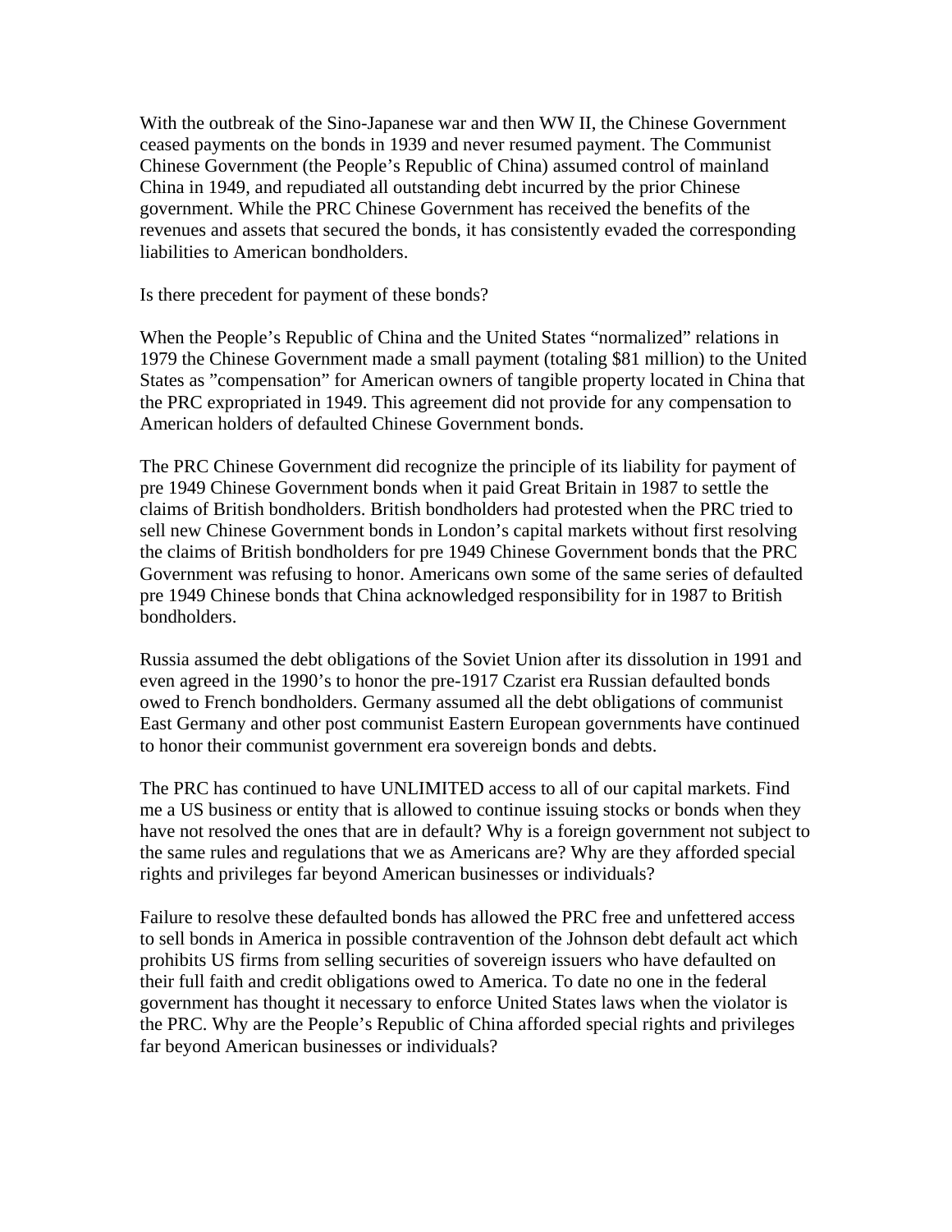With the outbreak of the Sino-Japanese war and then WW II, the Chinese Government ceased payments on the bonds in 1939 and never resumed payment. The Communist Chinese Government (the People's Republic of China) assumed control of mainland China in 1949, and repudiated all outstanding debt incurred by the prior Chinese government. While the PRC Chinese Government has received the benefits of the revenues and assets that secured the bonds, it has consistently evaded the corresponding liabilities to American bondholders.

Is there precedent for payment of these bonds?

When the People's Republic of China and the United States "normalized" relations in 1979 the Chinese Government made a small payment (totaling $81 million) to the United States as "compensation" for American owners of tangible property located in China that the PRC expropriated in 1949. This agreement did not provide for any compensation to American holders of defaulted Chinese Government bonds.

The PRC Chinese Government did recognize the principle of its liability for payment of pre 1949 Chinese Government bonds when it paid Great Britain in 1987 to settle the claims of British bondholders. British bondholders had protested when the PRC tried to sell new Chinese Government bonds in London's capital markets without first resolving the claims of British bondholders for pre 1949 Chinese Government bonds that the PRC Government was refusing to honor. Americans own some of the same series of defaulted pre 1949 Chinese bonds that China acknowledged responsibility for in 1987 to British bondholders.

Russia assumed the debt obligations of the Soviet Union after its dissolution in 1991 and even agreed in the 1990's to honor the pre-1917 Czarist era Russian defaulted bonds owed to French bondholders. Germany assumed all the debt obligations of communist East Germany and other post communist Eastern European governments have continued to honor their communist government era sovereign bonds and debts.

The PRC has continued to have UNLIMITED access to all of our capital markets. Find me a US business or entity that is allowed to continue issuing stocks or bonds when they have not resolved the ones that are in default? Why is a foreign government not subject to the same rules and regulations that we as Americans are? Why are they afforded special rights and privileges far beyond American businesses or individuals?

Failure to resolve these defaulted bonds has allowed the PRC free and unfettered access to sell bonds in America in possible contravention of the Johnson debt default act which prohibits US firms from selling securities of sovereign issuers who have defaulted on their full faith and credit obligations owed to America. To date no one in the federal government has thought it necessary to enforce United States laws when the violator is the PRC. Why are the People's Republic of China afforded special rights and privileges far beyond American businesses or individuals?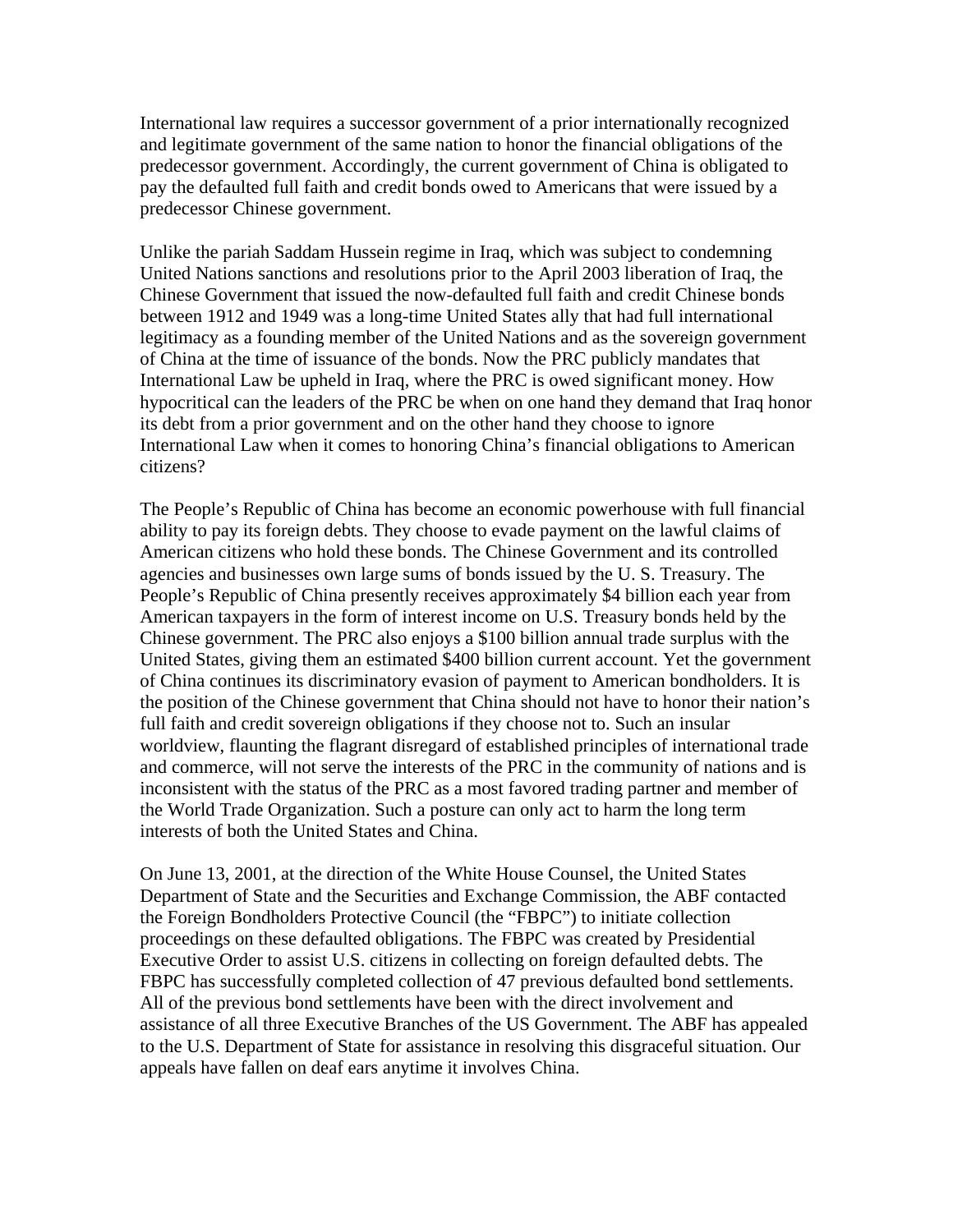International law requires a successor government of a prior internationally recognized and legitimate government of the same nation to honor the financial obligations of the predecessor government. Accordingly, the current government of China is obligated to pay the defaulted full faith and credit bonds owed to Americans that were issued by a predecessor Chinese government.

Unlike the pariah Saddam Hussein regime in Iraq, which was subject to condemning United Nations sanctions and resolutions prior to the April 2003 liberation of Iraq, the Chinese Government that issued the now-defaulted full faith and credit Chinese bonds between 1912 and 1949 was a long-time United States ally that had full international legitimacy as a founding member of the United Nations and as the sovereign government of China at the time of issuance of the bonds. Now the PRC publicly mandates that International Law be upheld in Iraq, where the PRC is owed significant money. How hypocritical can the leaders of the PRC be when on one hand they demand that Iraq honor its debt from a prior government and on the other hand they choose to ignore International Law when it comes to honoring China's financial obligations to American citizens?

The People's Republic of China has become an economic powerhouse with full financial ability to pay its foreign debts. They choose to evade payment on the lawful claims of American citizens who hold these bonds. The Chinese Government and its controlled agencies and businesses own large sums of bonds issued by the U. S. Treasury. The People's Republic of China presently receives approximately $4 billion each year from American taxpayers in the form of interest income on U.S. Treasury bonds held by the Chinese government. The PRC also enjoys a $100 billion annual trade surplus with the United States, giving them an estimated $400 billion current account. Yet the government of China continues its discriminatory evasion of payment to American bondholders. It is the position of the Chinese government that China should not have to honor their nation's full faith and credit sovereign obligations if they choose not to. Such an insular worldview, flaunting the flagrant disregard of established principles of international trade and commerce, will not serve the interests of the PRC in the community of nations and is inconsistent with the status of the PRC as a most favored trading partner and member of the World Trade Organization. Such a posture can only act to harm the long term interests of both the United States and China.

On June 13, 2001, at the direction of the White House Counsel, the United States Department of State and the Securities and Exchange Commission, the ABF contacted the Foreign Bondholders Protective Council (the "FBPC") to initiate collection proceedings on these defaulted obligations. The FBPC was created by Presidential Executive Order to assist U.S. citizens in collecting on foreign defaulted debts. The FBPC has successfully completed collection of 47 previous defaulted bond settlements. All of the previous bond settlements have been with the direct involvement and assistance of all three Executive Branches of the US Government. The ABF has appealed to the U.S. Department of State for assistance in resolving this disgraceful situation. Our appeals have fallen on deaf ears anytime it involves China.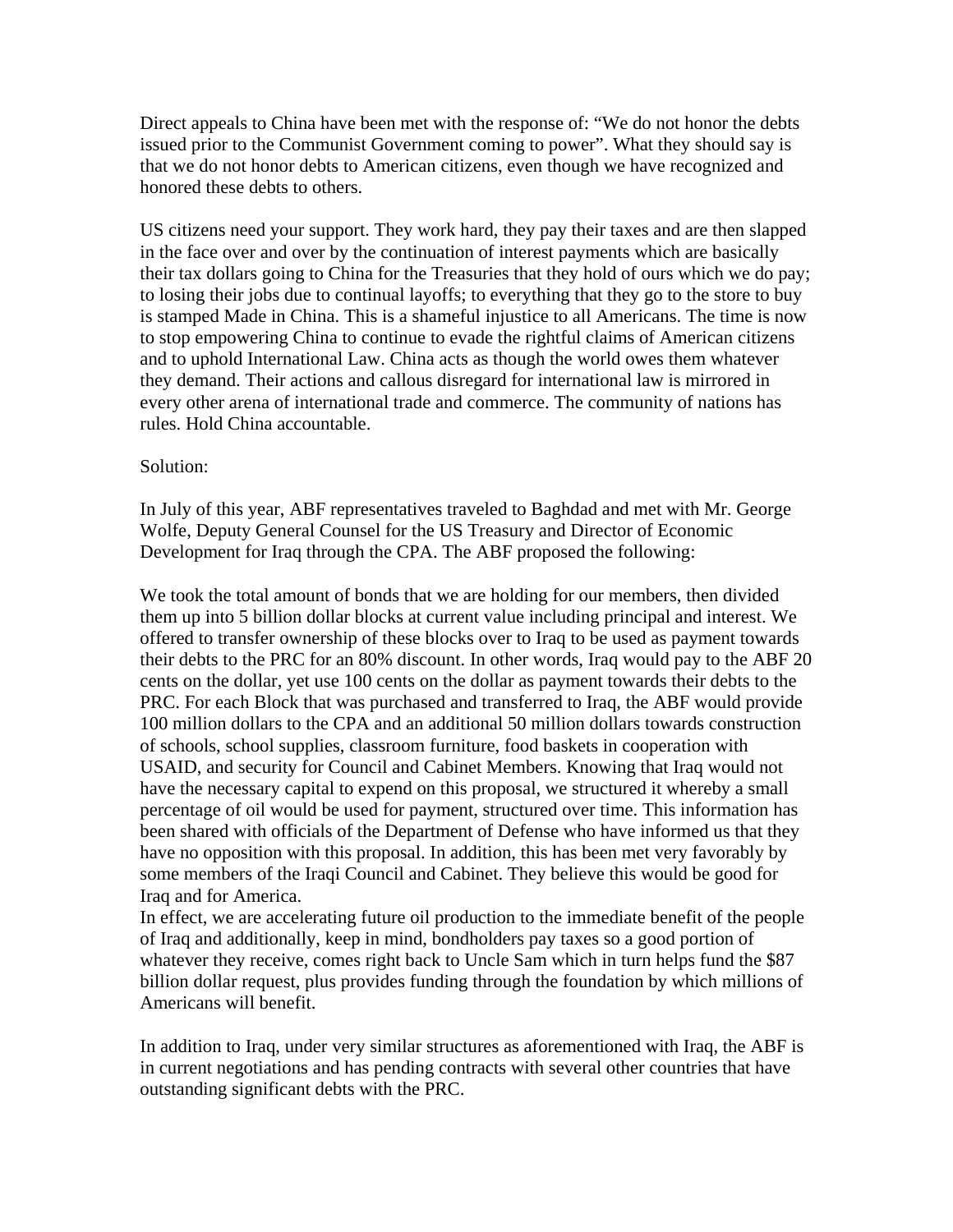Direct appeals to China have been met with the response of: “We do not honor the debts issued prior to the Communist Government coming to power”. What they should say is that we do not honor debts to American citizens, even though we have recognized and honored these debts to others.

US citizens need your support. They work hard, they pay their taxes and are then slapped in the face over and over by the continuation of interest payments which are basically their tax dollars going to China for the Treasuries that they hold of ours which we do pay; to losing their jobs due to continual layoffs; to everything that they go to the store to buy is stamped Made in China. This is a shameful injustice to all Americans. The time is now to stop empowering China to continue to evade the rightful claims of American citizens and to uphold International Law. China acts as though the world owes them whatever they demand. Their actions and callous disregard for international law is mirrored in every other arena of international trade and commerce. The community of nations has rules. Hold China accountable.

Solution:

In July of this year, ABF representatives traveled to Baghdad and met with Mr. George Wolfe, Deputy General Counsel for the US Treasury and Director of Economic Development for Iraq through the CPA. The ABF proposed the following:

We took the total amount of bonds that we are holding for our members, then divided them up into 5 billion dollar blocks at current value including principal and interest. We offered to transfer ownership of these blocks over to Iraq to be used as payment towards their debts to the PRC for an 80% discount. In other words, Iraq would pay to the ABF 20 cents on the dollar, yet use 100 cents on the dollar as payment towards their debts to the PRC. For each Block that was purchased and transferred to Iraq, the ABF would provide 100 million dollars to the CPA and an additional 50 million dollars towards construction of schools, school supplies, classroom furniture, food baskets in cooperation with USAID, and security for Council and Cabinet Members. Knowing that Iraq would not have the necessary capital to expend on this proposal, we structured it whereby a small percentage of oil would be used for payment, structured over time. This information has been shared with officials of the Department of Defense who have informed us that they have no opposition with this proposal. In addition, this has been met very favorably by some members of the Iraqi Council and Cabinet. They believe this would be good for Iraq and for America.
In effect, we are accelerating future oil production to the immediate benefit of the people of Iraq and additionally, keep in mind, bondholders pay taxes so a good portion of whatever they receive, comes right back to Uncle Sam which in turn helps fund the $87 billion dollar request, plus provides funding through the foundation by which millions of Americans will benefit.

In addition to Iraq, under very similar structures as aforementioned with Iraq, the ABF is in current negotiations and has pending contracts with several other countries that have outstanding significant debts with the PRC.